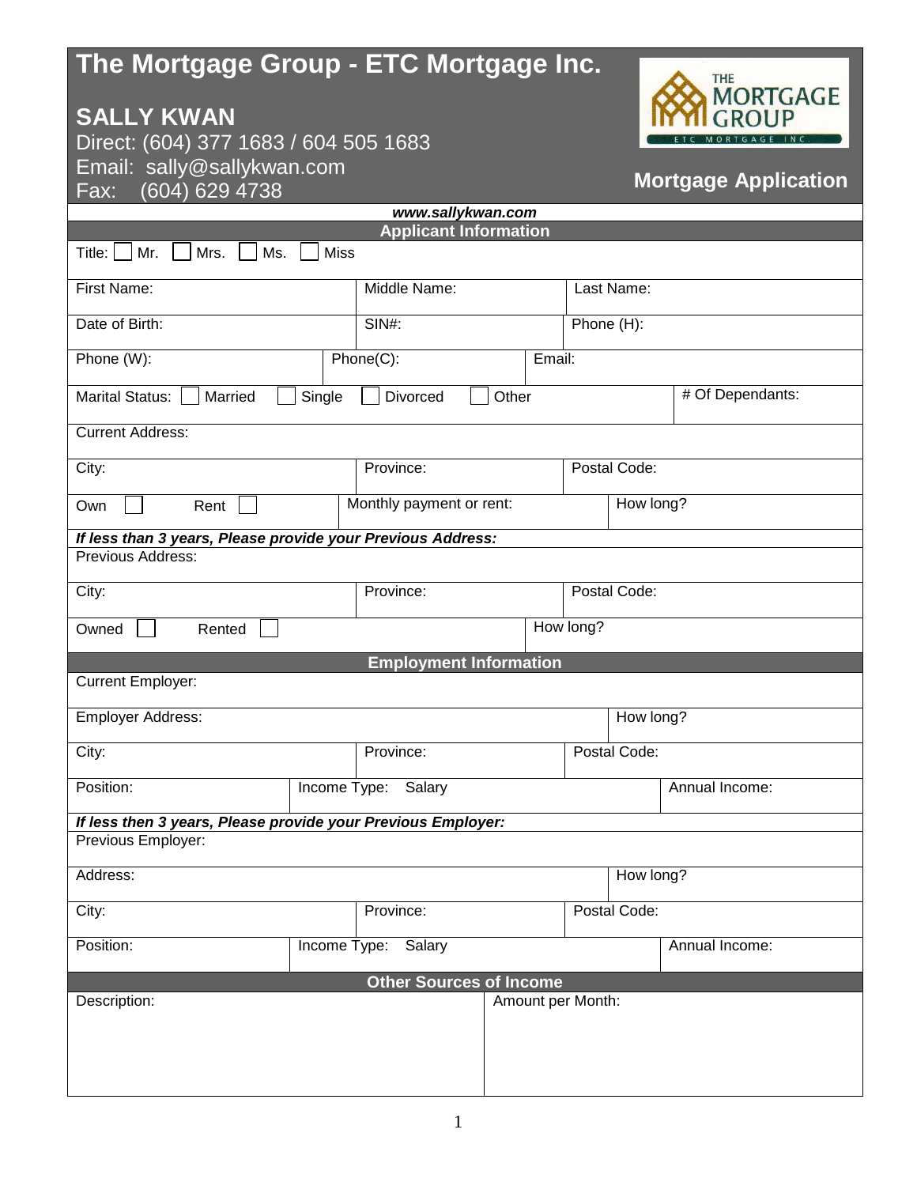# The Mortgage Group - ETC Mortgage Inc.

## SALLY KWAN

Direct: (604) 377 1683 / 604 505 1683
Email: sally@sallykwan.com
Fax: (604) 629 4738

**Mortgage Application**

***www.sallykwan.com***

## Applicant Information

Title: ☐ Mr. ☐ Mrs. ☐ Ms. ☐ Miss

| First Name: | Middle Name: | Last Name: |
|---|---|---|
| Date of Birth: | SIN#: | Phone (H): |
| Phone (W): | Phone(C): | Email: |

Marital Status: ☐ Married ☐ Single ☐ Divorced ☐ Other | # Of Dependants:

Current Address:

| City: | Province: | Postal Code: |
|---|---|---|
| Own ☐ Rent ☐ | Monthly payment or rent: | How long? |

***If less than 3 years, Please provide your Previous Address:***

Previous Address:

| City: | Province: | Postal Code: |
|---|---|---|
| Owned ☐ Rented ☐ | | How long? |

## Employment Information

Current Employer:

| Employer Address: | How long? |
|---|---|

| City: | Province: | Postal Code: |
|---|---|---|
| Position: | Income Type: Salary | Annual Income: |

***If less then 3 years, Please provide your Previous Employer:***

Previous Employer:

| Address: | How long? |
|---|---|

| City: | Province: | Postal Code: |
|---|---|---|
| Position: | Income Type: Salary | Annual Income: |

## Other Sources of Income

| Description: | Amount per Month: |
|---|---|
| | |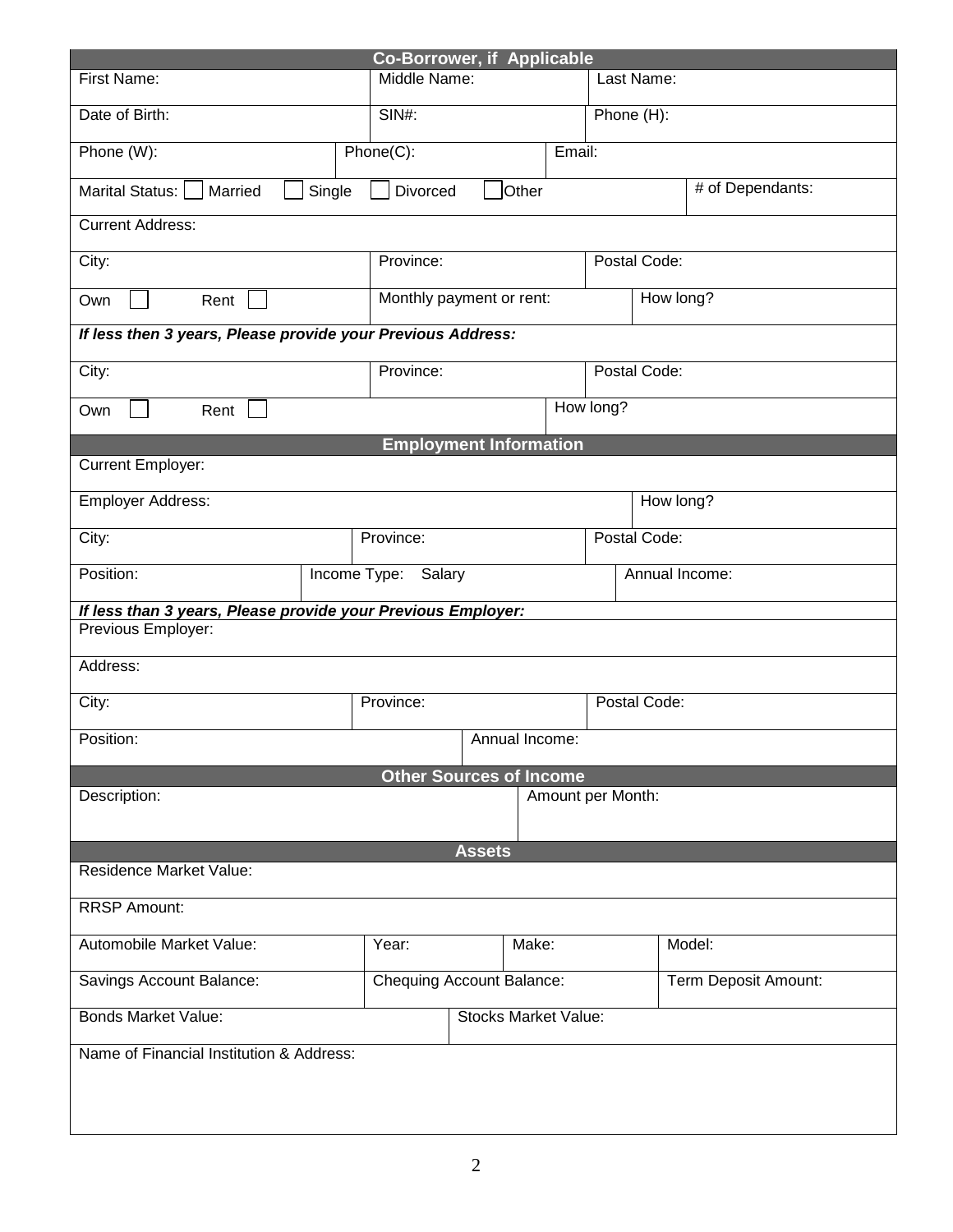## Co-Borrower, if Applicable

| First Name: | Middle Name: | Last Name: |
|---|---|---|
| Date of Birth: | SIN#: | Phone (H): |
| Phone (W): | Phone(C): | Email: |

| Marital Status: ☐ Married ☐ Single ☐ Divorced ☐ Other | # of Dependants: |
|---|---|

| Current Address: | | |
|---|---|---|
| City: | Province: | Postal Code: |
| Own ☐ Rent ☐ | Monthly payment or rent: | How long? |

***If less then 3 years, Please provide your Previous Address:***

| City: | Province: | Postal Code: |
|---|---|---|
| Own ☐ Rent ☐ | | How long? |

## Employment Information

| Current Employer: | |
|---|---|
| Employer Address: | How long? |

| City: | Province: | Postal Code: |
|---|---|---|
| Position: | Income Type: Salary | Annual Income: |

***If less than 3 years, Please provide your Previous Employer:***

| Previous Employer: | | |
|---|---|---|
| Address: | | |
| City: | Province: | Postal Code: |
| Position: | Annual Income: | |

## Other Sources of Income

| Description: | Amount per Month: |
|---|---|
| | |

## Assets

| Residence Market Value: | | | |
|---|---|---|---|
| RRSP Amount: | | | |
| Automobile Market Value: | Year: | Make: | Model: |
| Savings Account Balance: | Chequing Account Balance: | | Term Deposit Amount: |
| Bonds Market Value: | Stocks Market Value: | | |
| Name of Financial Institution & Address: | | | |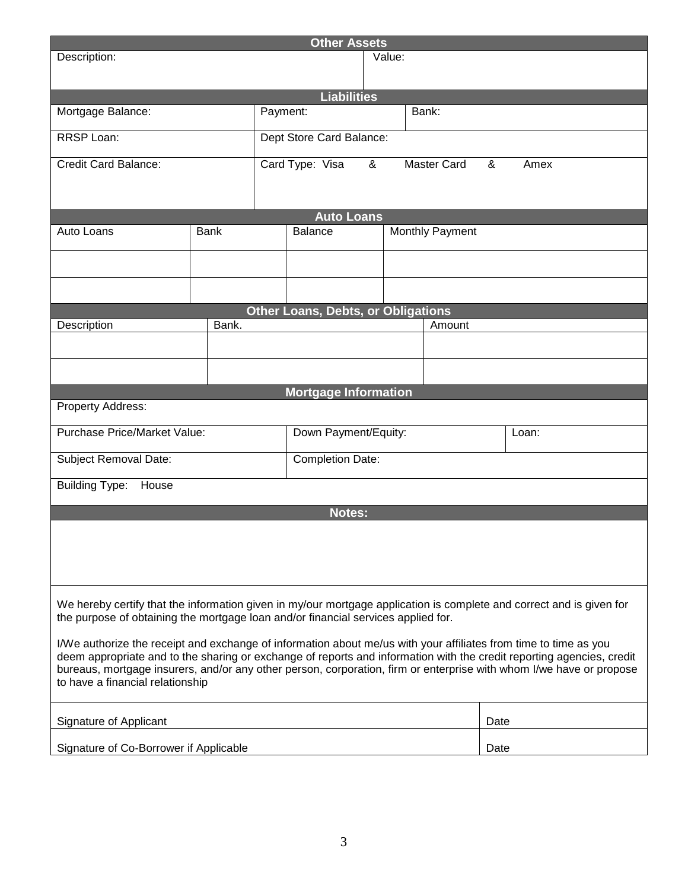## Other Assets

| | |
|---|---|
| Description: | Value: |

## Liabilities

| | | |
|---|---|---|
| Mortgage Balance: | Payment: | Bank: |
| RRSP Loan: | Dept Store Card Balance: | |
| Credit Card Balance: | Card Type: Visa & Master Card & Amex | |

## Auto Loans

| Auto Loans | Bank | Balance | Monthly Payment |
|---|---|---|---|
| | | | |
| | | | |

## Other Loans, Debts, or Obligations

| Description | Bank. | Amount |
|---|---|---|
| | | |
| | | |

## Mortgage Information

| | | |
|---|---|---|
| Property Address: | | |
| Purchase Price/Market Value: | Down Payment/Equity: | Loan: |
| Subject Removal Date: | Completion Date: | |
| Building Type: House | | |

## Notes:

We hereby certify that the information given in my/our mortgage application is complete and correct and is given for the purpose of obtaining the mortgage loan and/or financial services applied for.

I/We authorize the receipt and exchange of information about me/us with your affiliates from time to time as you deem appropriate and to the sharing or exchange of reports and information with the credit reporting agencies, credit bureaus, mortgage insurers, and/or any other person, corporation, firm or enterprise with whom I/we have or propose to have a financial relationship

| | |
|---|---|
| Signature of Applicant | Date |
| Signature of Co-Borrower if Applicable | Date |